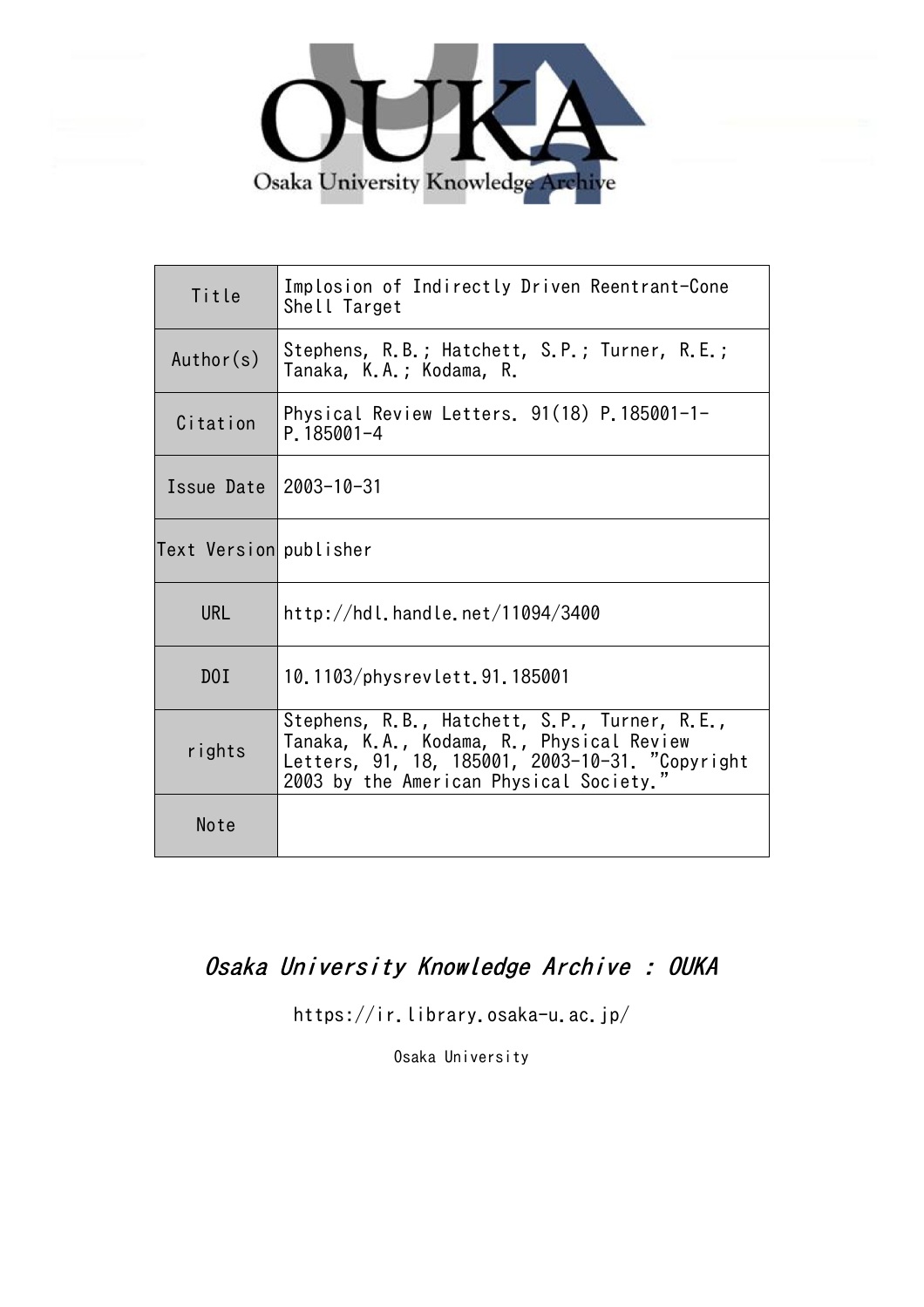Osaka University Knowledge Archive

| Title | Implosion of Indirectly Driven Reentrant-Cone Shell Target |
| --- | --- |
| Author(s) | Stephens, R.B.; Hatchett, S.P.; Turner, R.E.; Tanaka, K.A.; Kodama, R. |
| Citation | Physical Review Letters. 91(18) P.185001-1-P.185001-4 |
| Issue Date | 2003-10-31 |
| Text Version | publisher |
| URL | http://hdl.handle.net/11094/3400 |
| DOI | 10.1103/physrevlett.91.185001 |
| rights | Stephens, R.B., Hatchett, S.P., Turner, R.E., Tanaka, K.A., Kodama, R., Physical Review Letters, 91, 18, 185001, 2003-10-31. "Copyright 2003 by the American Physical Society." |
| Note | |

*Osaka University Knowledge Archive : OUKA*

https://ir.library.osaka-u.ac.jp/

Osaka University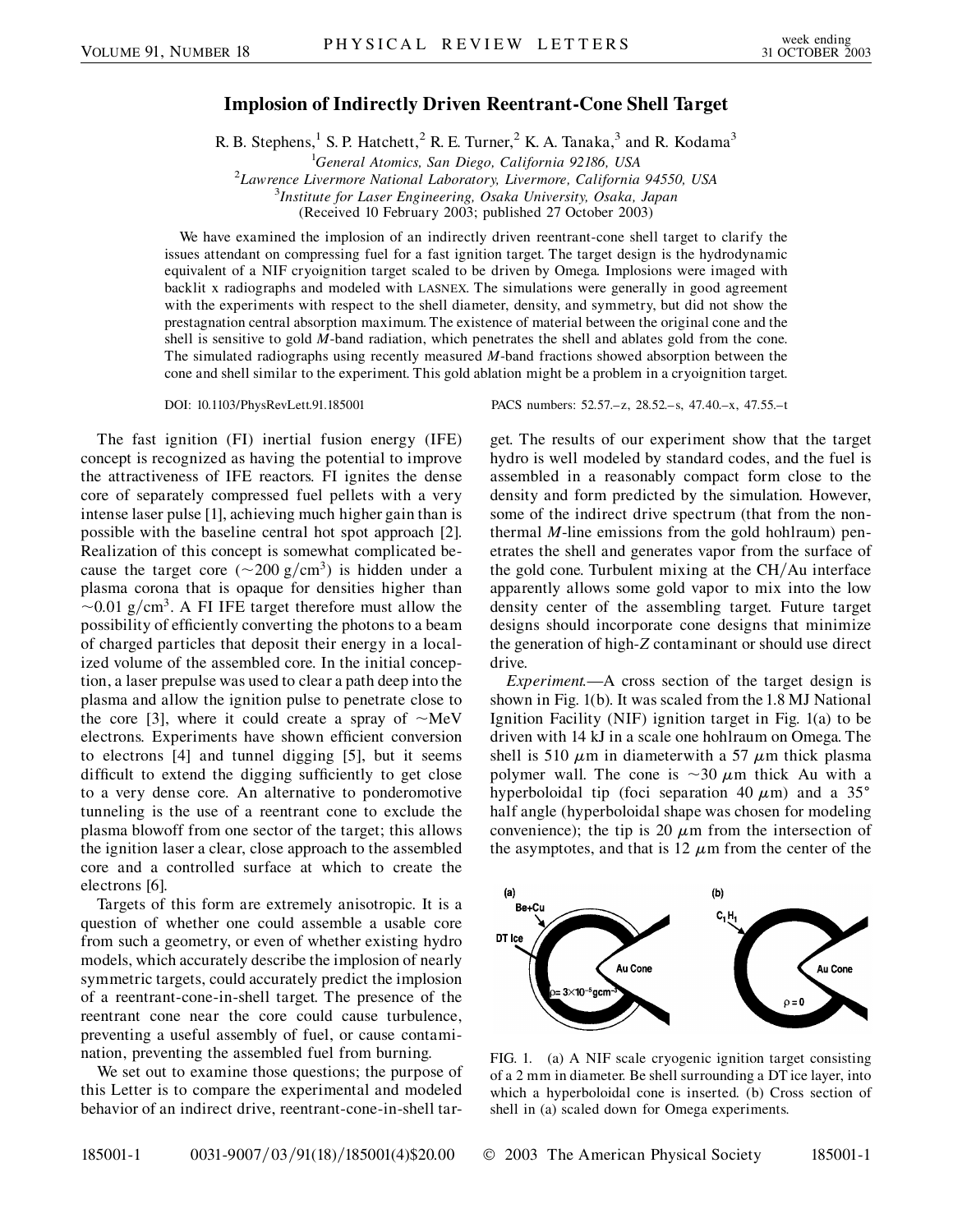# Implosion of Indirectly Driven Reentrant-Cone Shell Target

R. B. Stephens,[1] S. P. Hatchett,[2] R. E. Turner,[2] K. A. Tanaka,[3] and R. Kodama[3]

[1]*General Atomics, San Diego, California 92186, USA*
[2]*Lawrence Livermore National Laboratory, Livermore, California 94550, USA*
[3]*Institute for Laser Engineering, Osaka University, Osaka, Japan*
(Received 10 February 2003; published 27 October 2003)

We have examined the implosion of an indirectly driven reentrant-cone shell target to clarify the issues attendant on compressing fuel for a fast ignition target. The target design is the hydrodynamic equivalent of a NIF cryoignition target scaled to be driven by Omega. Implosions were imaged with backlit x radiographs and modeled with LASNEX. The simulations were generally in good agreement with the experiments with respect to the shell diameter, density, and symmetry, but did not show the prestagnation central absorption maximum. The existence of material between the original cone and the shell is sensitive to gold *M*-band radiation, which penetrates the shell and ablates gold from the cone. The simulated radiographs using recently measured *M*-band fractions showed absorption between the cone and shell similar to the experiment. This gold ablation might be a problem in a cryoignition target.

DOI: 10.1103/PhysRevLett.91.185001 PACS numbers: 52.57.–z, 28.52.–s, 47.40.–x, 47.55.–t

The fast ignition (FI) inertial fusion energy (IFE) concept is recognized as having the potential to improve the attractiveness of IFE reactors. FI ignites the dense core of separately compressed fuel pellets with a very intense laser pulse [1], achieving much higher gain than is possible with the baseline central hot spot approach [2]. Realization of this concept is somewhat complicated because the target core ($\sim 200$ g/cm$^3$) is hidden under a plasma corona that is opaque for densities higher than $\sim 0.01$ g/cm$^3$. A FI IFE target therefore must allow the possibility of efficiently converting the photons to a beam of charged particles that deposit their energy in a localized volume of the assembled core. In the initial conception, a laser prepulse was used to clear a path deep into the plasma and allow the ignition pulse to penetrate close to the core [3], where it could create a spray of $\sim$MeV electrons. Experiments have shown efficient conversion to electrons [4] and tunnel digging [5], but it seems difficult to extend the digging sufficiently to get close to a very dense core. An alternative to ponderomotive tunneling is the use of a reentrant cone to exclude the plasma blowoff from one sector of the target; this allows the ignition laser a clear, close approach to the assembled core and a controlled surface at which to create the electrons [6].

Targets of this form are extremely anisotropic. It is a question of whether one could assemble a usable core from such a geometry, or even of whether existing hydro models, which accurately describe the implosion of nearly symmetric targets, could accurately predict the implosion of a reentrant-cone-in-shell target. The presence of the reentrant cone near the core could cause turbulence, preventing a useful assembly of fuel, or cause contamination, preventing the assembled fuel from burning.

We set out to examine those questions; the purpose of this Letter is to compare the experimental and modeled behavior of an indirect drive, reentrant-cone-in-shell target. The results of our experiment show that the target hydro is well modeled by standard codes, and the fuel is assembled in a reasonably compact form close to the density and form predicted by the simulation. However, some of the indirect drive spectrum (that from the nonthermal *M*-line emissions from the gold hohlraum) penetrates the shell and generates vapor from the surface of the gold cone. Turbulent mixing at the CH/Au interface apparently allows some gold vapor to mix into the low density center of the assembling target. Future target designs should incorporate cone designs that minimize the generation of high-*Z* contaminant or should use direct drive.

*Experiment.*—A cross section of the target design is shown in Fig. 1(b). It was scaled from the 1.8 MJ National Ignition Facility (NIF) ignition target in Fig. 1(a) to be driven with 14 kJ in a scale one hohlraum on Omega. The shell is 510 $\mu$m in diameterwith a 57 $\mu$m thick plasma polymer wall. The cone is $\sim 30$ $\mu$m thick Au with a hyperboloidal tip (foci separation 40 $\mu$m) and a 35° half angle (hyperboloidal shape was chosen for modeling convenience); the tip is 20 $\mu$m from the intersection of the asymptotes, and that is 12 $\mu$m from the center of the

FIG. 1. (a) A NIF scale cryogenic ignition target consisting of a 2 mm in diameter. Be shell surrounding a DT ice layer, into which a hyperboloidal cone is inserted. (b) Cross section of shell in (a) scaled down for Omega experiments.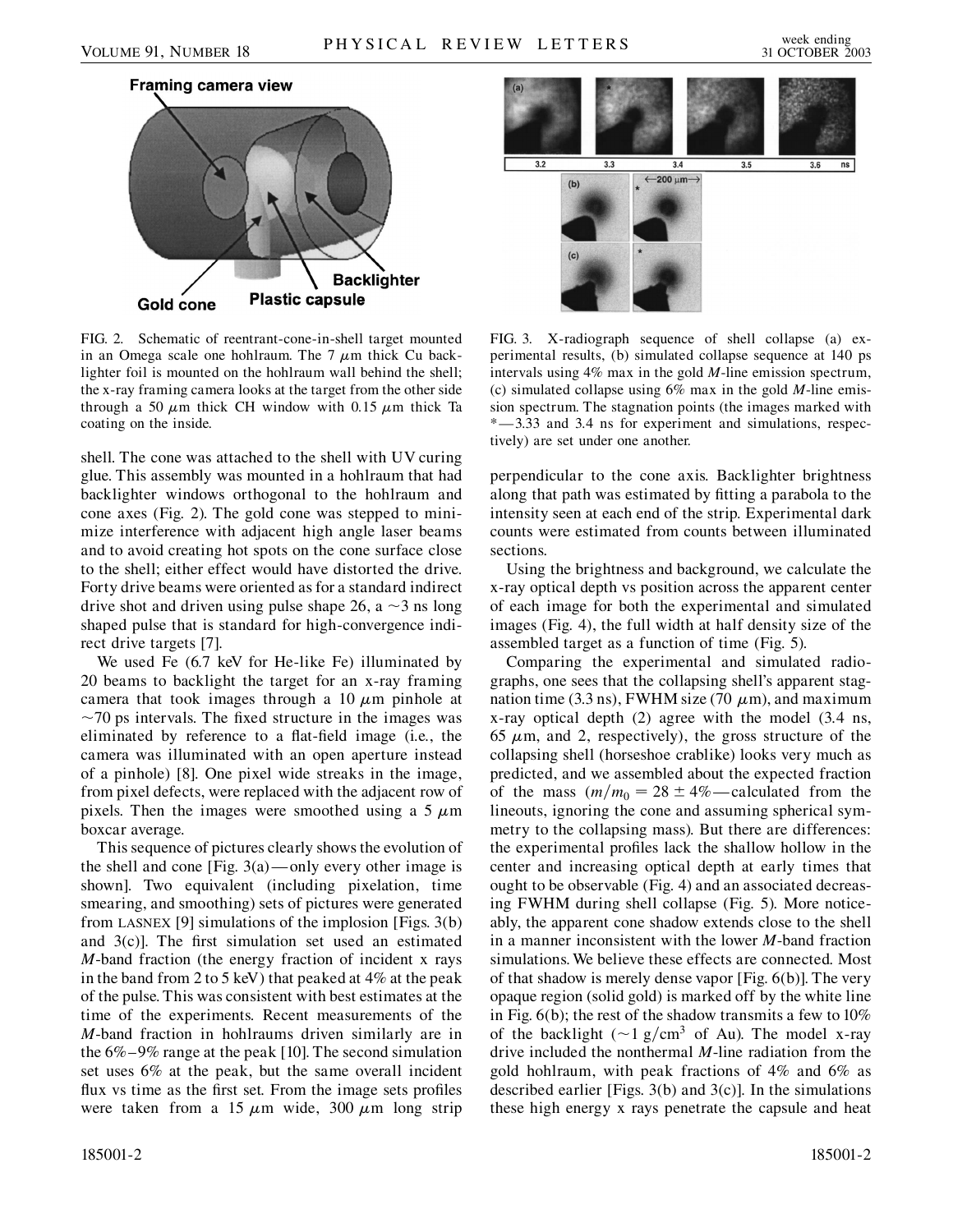FIG. 2. Schematic of reentrant-cone-in-shell target mounted in an Omega scale one hohlraum. The 7 $\mu$m thick Cu backlighter foil is mounted on the hohlraum wall behind the shell; the x-ray framing camera looks at the target from the other side through a 50 $\mu$m thick CH window with 0.15 $\mu$m thick Ta coating on the inside.

FIG. 3. X-radiograph sequence of shell collapse (a) experimental results, (b) simulated collapse sequence at 140 ps intervals using 4% max in the gold $M$-line emission spectrum, (c) simulated collapse using 6% max in the gold $M$-line emission spectrum. The stagnation points (the images marked with *—3.33 and 3.4 ns for experiment and simulations, respectively) are set under one another.

shell. The cone was attached to the shell with UV curing glue. This assembly was mounted in a hohlraum that had backlighter windows orthogonal to the hohlraum and cone axes (Fig. 2). The gold cone was stepped to minimize interference with adjacent high angle laser beams and to avoid creating hot spots on the cone surface close to the shell; either effect would have distorted the drive. Forty drive beams were oriented as for a standard indirect drive shot and driven using pulse shape 26, a ~3 ns long shaped pulse that is standard for high-convergence indirect drive targets [7].

We used Fe (6.7 keV for He-like Fe) illuminated by 20 beams to backlight the target for an x-ray framing camera that took images through a 10 $\mu$m pinhole at ~70 ps intervals. The fixed structure in the images was eliminated by reference to a flat-field image (i.e., the camera was illuminated with an open aperture instead of a pinhole) [8]. One pixel wide streaks in the image, from pixel defects, were replaced with the adjacent row of pixels. Then the images were smoothed using a 5 $\mu$m boxcar average.

This sequence of pictures clearly shows the evolution of the shell and cone [Fig. 3(a)—only every other image is shown]. Two equivalent (including pixelation, time smearing, and smoothing) sets of pictures were generated from LASNEX [9] simulations of the implosion [Figs. 3(b) and 3(c)]. The first simulation set used an estimated $M$-band fraction (the energy fraction of incident x rays in the band from 2 to 5 keV) that peaked at 4% at the peak of the pulse. This was consistent with best estimates at the time of the experiments. Recent measurements of the $M$-band fraction in hohlraums driven similarly are in the 6%–9% range at the peak [10]. The second simulation set uses 6% at the peak, but the same overall incident flux vs time as the first set. From the image sets profiles were taken from a 15 $\mu$m wide, 300 $\mu$m long strip perpendicular to the cone axis. Backlighter brightness along that path was estimated by fitting a parabola to the intensity seen at each end of the strip. Experimental dark counts were estimated from counts between illuminated sections.

Using the brightness and background, we calculate the x-ray optical depth vs position across the apparent center of each image for both the experimental and simulated images (Fig. 4), the full width at half density size of the assembled target as a function of time (Fig. 5).

Comparing the experimental and simulated radiographs, one sees that the collapsing shell's apparent stagnation time (3.3 ns), FWHM size (70 $\mu$m), and maximum x-ray optical depth (2) agree with the model (3.4 ns, 65 $\mu$m, and 2, respectively), the gross structure of the collapsing shell (horseshoe crablike) looks very much as predicted, and we assembled about the expected fraction of the mass ($m/m_0 = 28 \pm 4\%$—calculated from the lineouts, ignoring the cone and assuming spherical symmetry to the collapsing mass). But there are differences: the experimental profiles lack the shallow hollow in the center and increasing optical depth at early times that ought to be observable (Fig. 4) and an associated decreasing FWHM during shell collapse (Fig. 5). More noticeably, the apparent cone shadow extends close to the shell in a manner inconsistent with the lower $M$-band fraction simulations. We believe these effects are connected. Most of that shadow is merely dense vapor [Fig. 6(b)]. The very opaque region (solid gold) is marked off by the white line in Fig. 6(b); the rest of the shadow transmits a few to 10% of the backlight (~1 g/cm$^3$ of Au). The model x-ray drive included the nonthermal $M$-line radiation from the gold hohlraum, with peak fractions of 4% and 6% as described earlier [Figs. 3(b) and 3(c)]. In the simulations these high energy x rays penetrate the capsule and heat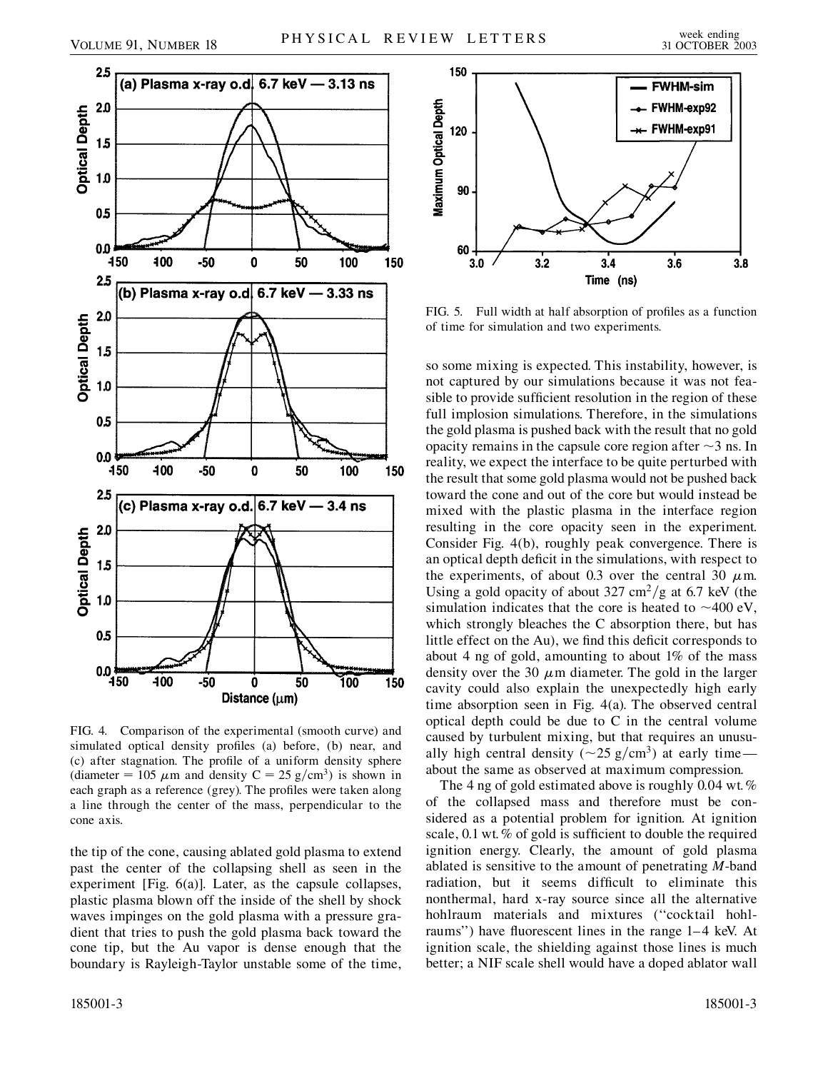FIG. 4. Comparison of the experimental (smooth curve) and simulated optical density profiles (a) before, (b) near, and (c) after stagnation. The profile of a uniform density sphere (diameter = 105 $\mu$m and density C = 25 g/cm$^3$) is shown in each graph as a reference (grey). The profiles were taken along a line through the center of the mass, perpendicular to the cone axis.

the tip of the cone, causing ablated gold plasma to extend past the center of the collapsing shell as seen in the experiment [Fig. 6(a)]. Later, as the capsule collapses, plastic plasma blown off the inside of the shell by shock waves impinges on the gold plasma with a pressure gradient that tries to push the gold plasma back toward the cone tip, but the Au vapor is dense enough that the boundary is Rayleigh-Taylor unstable some of the time, so some mixing is expected. This instability, however, is not captured by our simulations because it was not feasible to provide sufficient resolution in the region of these full implosion simulations. Therefore, in the simulations the gold plasma is pushed back with the result that no gold opacity remains in the capsule core region after ~3 ns. In reality, we expect the interface to be quite perturbed with the result that some gold plasma would not be pushed back toward the cone and out of the core but would instead be mixed with the plastic plasma in the interface region resulting in the core opacity seen in the experiment. Consider Fig. 4(b), roughly peak convergence. There is an optical depth deficit in the simulations, with respect to the experiments, of about 0.3 over the central 30 $\mu$m. Using a gold opacity of about 327 cm$^2$/g at 6.7 keV (the simulation indicates that the core is heated to ~400 eV, which strongly bleaches the C absorption there, but has little effect on the Au), we find this deficit corresponds to about 4 ng of gold, amounting to about 1% of the mass density over the 30 $\mu$m diameter. The gold in the larger cavity could also explain the unexpectedly high early time absorption seen in Fig. 4(a). The observed central optical depth could be due to C in the central volume caused by turbulent mixing, but that requires an unusually high central density (~25 g/cm$^3$) at early time—about the same as observed at maximum compression.

FIG. 5. Full width at half absorption of profiles as a function of time for simulation and two experiments.

The 4 ng of gold estimated above is roughly 0.04 wt.% of the collapsed mass and therefore must be considered as a potential problem for ignition. At ignition scale, 0.1 wt.% of gold is sufficient to double the required ignition energy. Clearly, the amount of gold plasma ablated is sensitive to the amount of penetrating *M*-band radiation, but it seems difficult to eliminate this nonthermal, hard x-ray source since all the alternative hohlraum materials and mixtures ("cocktail hohlraums") have fluorescent lines in the range 1–4 keV. At ignition scale, the shielding against those lines is much better; a NIF scale shell would have a doped ablator wall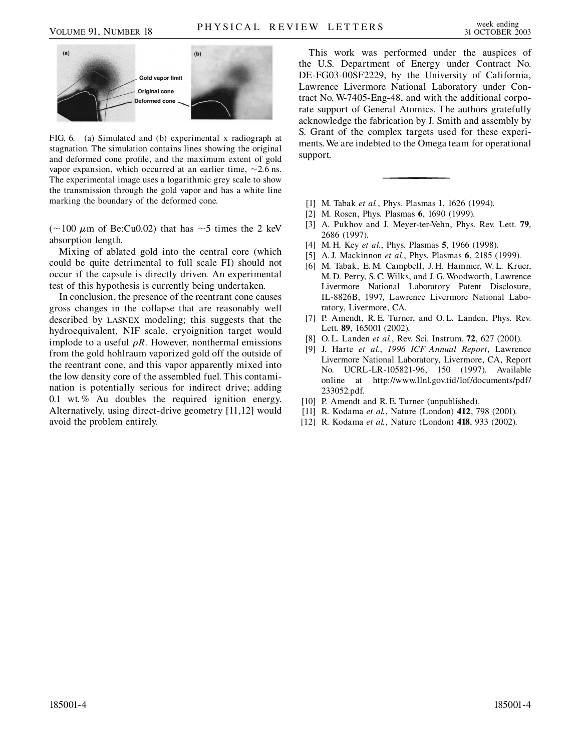(a) (b)

Gold vapor limit

Original cone

Deformed cone

FIG. 6. (a) Simulated and (b) experimental x radiograph at stagnation. The simulation contains lines showing the original and deformed cone profile, and the maximum extent of gold vapor expansion, which occurred at an earlier time, ~2.6 ns. The experimental image uses a logarithmic grey scale to show the transmission through the gold vapor and has a white line marking the boundary of the deformed cone.

(~100 $\mu$m of Be:Cu0.02) that has ~5 times the 2 keV absorption length.

Mixing of ablated gold into the central core (which could be quite detrimental to full scale FI) should not occur if the capsule is directly driven. An experimental test of this hypothesis is currently being undertaken.

In conclusion, the presence of the reentrant cone causes gross changes in the collapse that are reasonably well described by LASNEX modeling; this suggests that the hydroequivalent, NIF scale, cryoignition target would implode to a useful $\rho R$. However, nonthermal emissions from the gold hohlraum vaporized gold off the outside of the reentrant cone, and this vapor apparently mixed into the low density core of the assembled fuel. This contamination is potentially serious for indirect drive; adding 0.1 wt.% Au doubles the required ignition energy. Alternatively, using direct-drive geometry [11,12] would avoid the problem entirely.

This work was performed under the auspices of the U.S. Department of Energy under Contract No. DE-FG03-00SF2229, by the University of California, Lawrence Livermore National Laboratory under Contract No. W-7405-Eng-48, and with the additional corporate support of General Atomics. The authors gratefully acknowledge the fabrication by J. Smith and assembly by S. Grant of the complex targets used for these experiments. We are indebted to the Omega team for operational support.

[1] M. Tabak *et al.*, Phys. Plasmas **1**, 1626 (1994).
[2] M. Rosen, Phys. Plasmas **6**, 1690 (1999).
[3] A. Pukhov and J. Meyer-ter-Vehn, Phys. Rev. Lett. **79**, 2686 (1997).
[4] M. H. Key *et al.*, Phys. Plasmas **5**, 1966 (1998).
[5] A. J. Mackinnon *et al.*, Phys. Plasmas **6**, 2185 (1999).
[6] M. Tabak, E. M. Campbell, J. H. Hammer, W. L. Kruer, M. D. Perry, S. C. Wilks, and J. G. Woodworth, Lawrence Livermore National Laboratory Patent Disclosure, IL-8826B, 1997, Lawrence Livermore National Laboratory, Livermore, CA.
[7] P. Amendt, R. E. Turner, and O. L. Landen, Phys. Rev. Lett. **89**, 165001 (2002).
[8] O. L. Landen *et al.*, Rev. Sci. Instrum. **72**, 627 (2001).
[9] J. Harte *et al.*, *1996 ICF Annual Report*, Lawrence Livermore National Laboratory, Livermore, CA, Report No. UCRL-LR-105821-96, 150 (1997). Available online at http://www.llnl.gov.tid/lof/documents/pdf/233052.pdf.
[10] P. Amendt and R. E. Turner (unpublished).
[11] R. Kodama *et al.*, Nature (London) **412**, 798 (2001).
[12] R. Kodama *et al.*, Nature (London) **418**, 933 (2002).